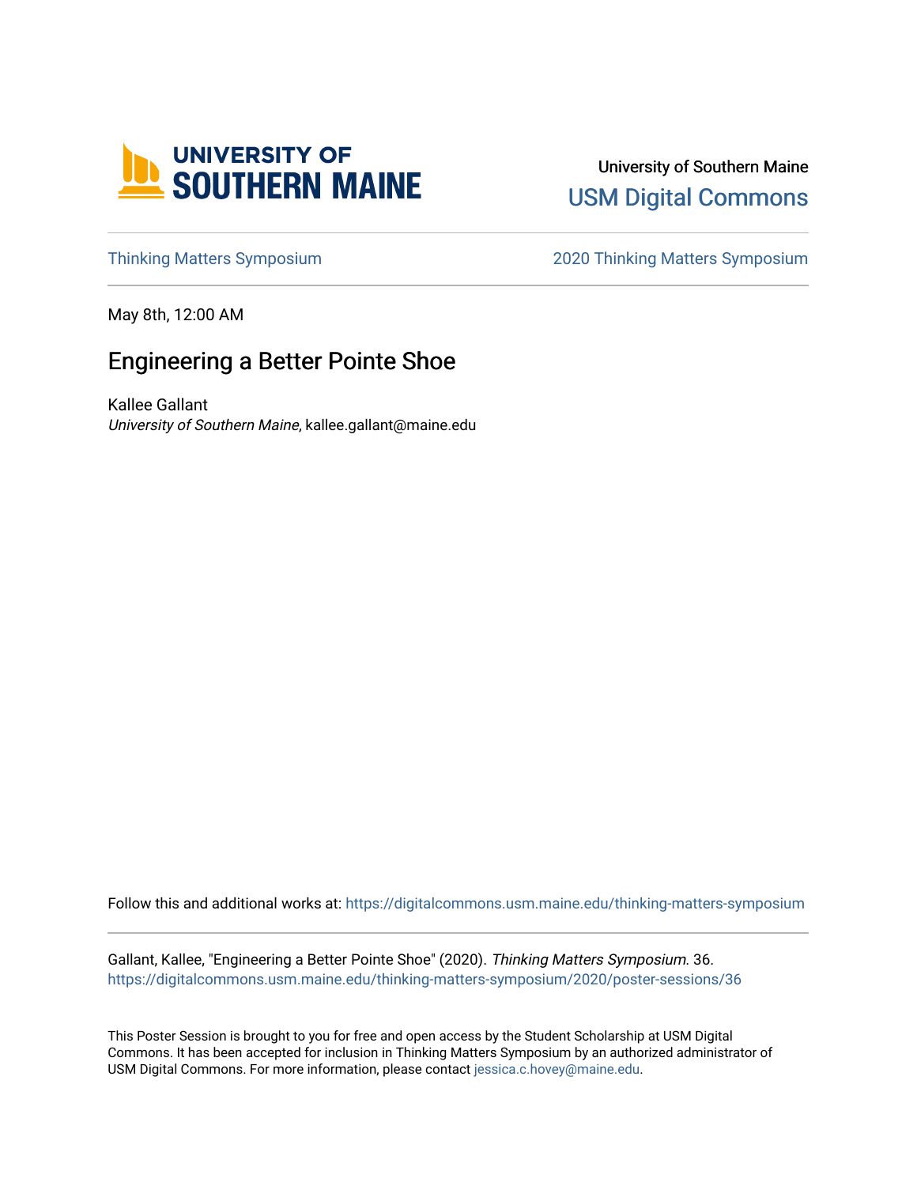University of Southern Maine

USM Digital Commons

Thinking Matters Symposium

2020 Thinking Matters Symposium

May 8th, 12:00 AM

# Engineering a Better Pointe Shoe

Kallee Gallant
*University of Southern Maine*, kallee.gallant@maine.edu

Follow this and additional works at: https://digitalcommons.usm.maine.edu/thinking-matters-symposium

Gallant, Kallee, "Engineering a Better Pointe Shoe" (2020). *Thinking Matters Symposium*. 36.
https://digitalcommons.usm.maine.edu/thinking-matters-symposium/2020/poster-sessions/36

This Poster Session is brought to you for free and open access by the Student Scholarship at USM Digital Commons. It has been accepted for inclusion in Thinking Matters Symposium by an authorized administrator of USM Digital Commons. For more information, please contact jessica.c.hovey@maine.edu.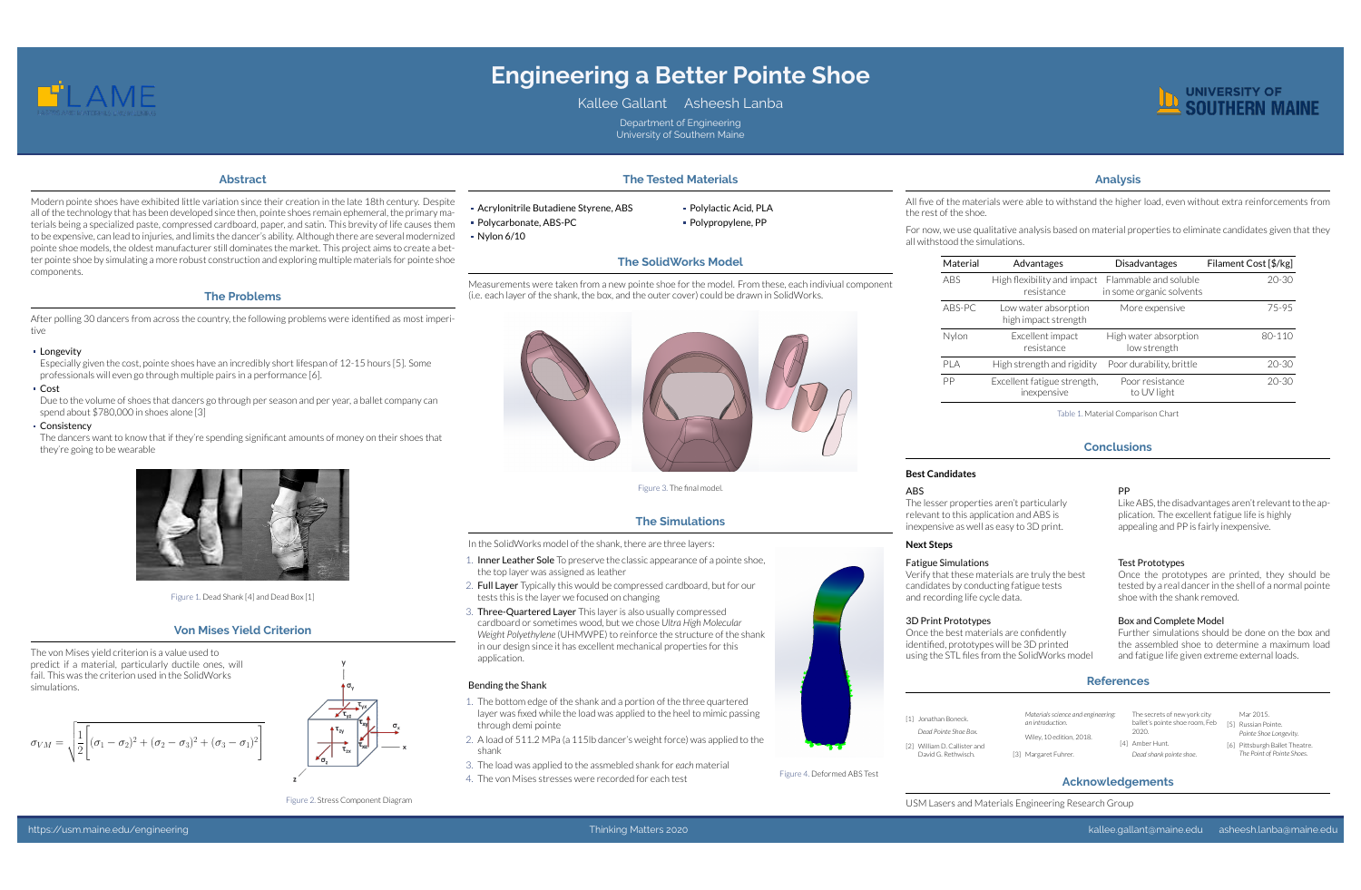# Engineering a Better Pointe Shoe

Kallee Gallant   Asheesh Lanba

Department of Engineering
University of Southern Maine

## Abstract

Modern pointe shoes have exhibited little variation since their creation in the late 18th century. Despite all of the technology that has been developed since then, pointe shoes remain ephemeral, the primary materials being a specialized paste, compressed cardboard, paper, and satin. This brevity of life causes them to be expensive, can lead to injuries, and limits the dancer's ability. Although there are several modernized pointe shoe models, the oldest manufacturer still dominates the market. This project aims to create a better pointe shoe by simulating a more robust construction and exploring multiple materials for pointe shoe components.

## The Problems

After polling 30 dancers from across the country, the following problems were identified as most imperitive

- Longevity
  Especially given the cost, pointe shoes have an incredibly short lifespan of 12-15 hours [5]. Some professionals will even go through multiple pairs in a performance [6].
- Cost
  Due to the volume of shoes that dancers go through per season and per year, a ballet company can spend about $780,000 in shoes alone [3]
- Consistency
  The dancers want to know that if they're spending significant amounts of money on their shoes that they're going to be wearable

Figure 1. Dead Shank [4] and Dead Box [1]

## Von Mises Yield Criterion

The von Mises yield criterion is a value used to predict if a material, particularly ductile ones, will fail. This was the criterion used in the SolidWorks simulations.

$$\sigma_{VM} = \sqrt{\frac{1}{2}\left[(\sigma_1-\sigma_2)^2+(\sigma_2-\sigma_3)^2+(\sigma_3-\sigma_1)^2\right]}$$

Figure 2. Stress Component Diagram

## The Tested Materials

- Acrylonitrile Butadiene Styrene, ABS
- Polycarbonate, ABS-PC
- Nylon 6/10
- Polylactic Acid, PLA
- Polypropylene, PP

## The SolidWorks Model

Measurements were taken from a new pointe shoe for the model. From these, each indiviual component (i.e. each layer of the shank, the box, and the outer cover) could be drawn in SolidWorks.

Figure 3. The final model.

## The Simulations

In the SolidWorks model of the shank, there are three layers:

1. **Inner Leather Sole** To preserve the classic appearance of a pointe shoe, the top layer was assigned as leather
2. **Full Layer** Typically this would be compressed cardboard, but for our tests this is the layer we focused on changing
3. **Three-Quartered Layer** This layer is also usually compressed cardboard or sometimes wood, but we chose *Ultra High Molecular Weight Polyethylene* (UHMWPE) to reinforce the structure of the shank in our design since it has excellent mechanical properties for this application.

### Bending the Shank

1. The bottom edge of the shank and a portion of the three quartered layer was fixed while the load was applied to the heel to mimic passing through demi pointe
2. A load of 511.2 MPa (a 115lb dancer's weight force) was applied to the shank
3. The load was applied to the assmebled shank for *each* material
4. The von Mises stresses were recorded for each test

Figure 4. Deformed ABS Test

## Analysis

All five of the materials were able to withstand the higher load, even without extra reinforcements from the rest of the shoe.

For now, we use qualitative analysis based on material properties to eliminate candidates given that they all withstood the simulations.

| Material | Advantages | Disadvantages | Filament Cost [$/kg] |
|---|---|---|---|
| ABS | High flexibility and impact resistance | Flammable and soluble in some organic solvents | 20-30 |
| ABS-PC | Low water absorption high impact strength | More expensive | 75-95 |
| Nylon | Excellent impact resistance | High water absorption low strength | 80-110 |
| PLA | High strength and rigidity | Poor durability, brittle | 20-30 |
| PP | Excellent fatigue strength, inexpensive | Poor resistance to UV light | 20-30 |

Table 1. Material Comparison Chart

## Conclusions

### Best Candidates

**ABS**
The lesser properties aren't particularly relevant to this application and ABS is inexpensive as well as easy to 3D print.

**PP**
Like ABS, the disadvantages aren't relevant to the application. The excellent fatigue life is highly appealing and PP is fairly inexpensive.

### Next Steps

**Fatigue Simulations**
Verify that these materials are truly the best candidates by conducting fatigue tests and recording life cycle data.

**3D Print Prototypes**
Once the best materials are confidently identified, prototypes will be 3D printed using the STL files from the SolidWorks model

**Test Prototypes**
Once the prototypes are printed, they should be tested by a real dancer in the shell of a normal pointe shoe with the shank removed.

**Box and Complete Model**
Further simulations should be done on the box and the assembled shoe to determine a maximum load and fatigue life given extreme external loads.

## References

[1] Jonathan Boneck. *Dead Pointe Shoe Box.*

[2] William D. Callister and David G. Rethwisch. *Materials science and engineering: an introduction.* Wiley, 10 edition, 2018.

[3] Margaret Fuhrer. The secrets of new york city ballet's pointe shoe room, Feb 2020.

[4] Amber Hunt. *Dead shank pointe shoe.* Mar 2015.

[5] Russian Pointe. *Pointe Shoe Longevity.*

[6] Pittsburgh Ballet Theatre. *The Point of Pointe Shoes.*

## Acknowledgements

USM Lasers and Materials Engineering Research Group

https://usm.maine.edu/engineering   Thinking Matters 2020   kallee.gallant@maine.edu   asheesh.lanba@maine.edu